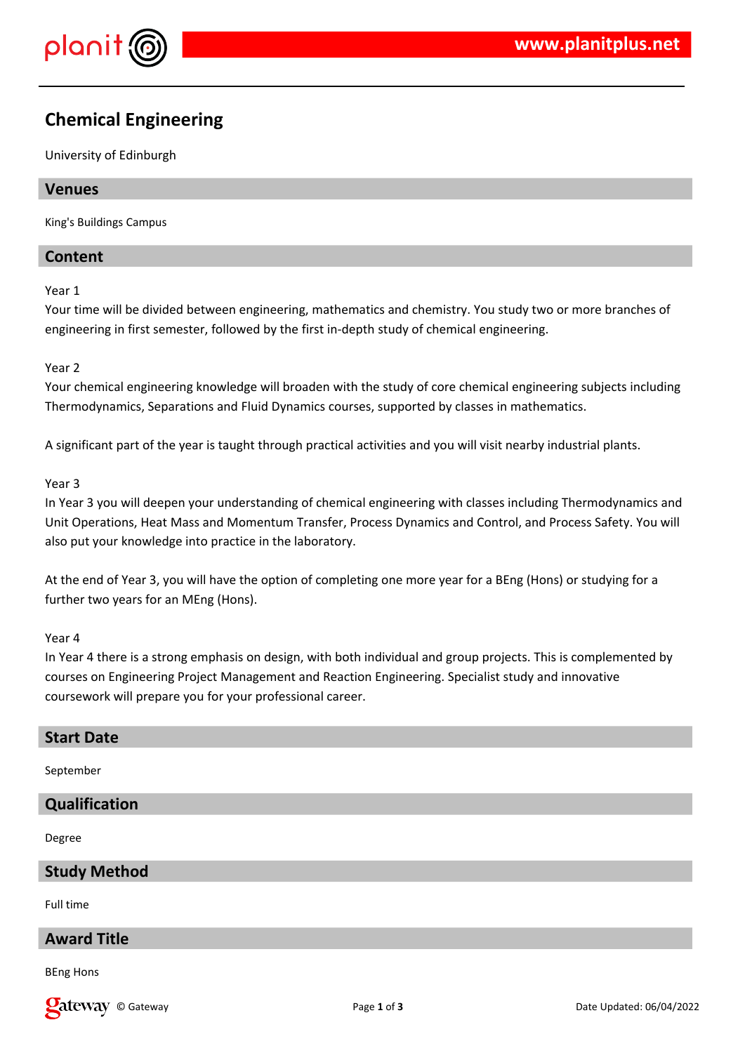# Chemical Engineering

University of Edinburgh

## Venues

King's Buildings Campus

## Content

Year 1

Your time will be divided between engineering, mathematics and chemistry. You study two or more branches of engineering in first semester, followed by the first in-depth study of chemical engineering.

Year 2

Your chemical engineering knowledge will broaden with the study of core chemical engineering subjects including Thermodynamics, Separations and Fluid Dynamics courses, supported by classes in mathematics.

A significant part of the year is taught through practical activities and you will visit nearby industrial plants.

Year 3

In Year 3 you will deepen your understanding of chemical engineering with classes including Thermodynamics and Unit Operations, Heat Mass and Momentum Transfer, Process Dynamics and Control, and Process Safety. You will also put your knowledge into practice in the laboratory.

At the end of Year 3, you will have the option of completing one more year for a BEng (Hons) or studying for a further two years for an MEng (Hons).

Year 4

In Year 4 there is a strong emphasis on design, with both individual and group projects. This is complemented by courses on Engineering Project Management and Reaction Engineering. Specialist study and innovative coursework will prepare you for your professional career.

## Start Date

September

## Qualification

Degree

## Study Method

Full time

## Award Title

BEng Hons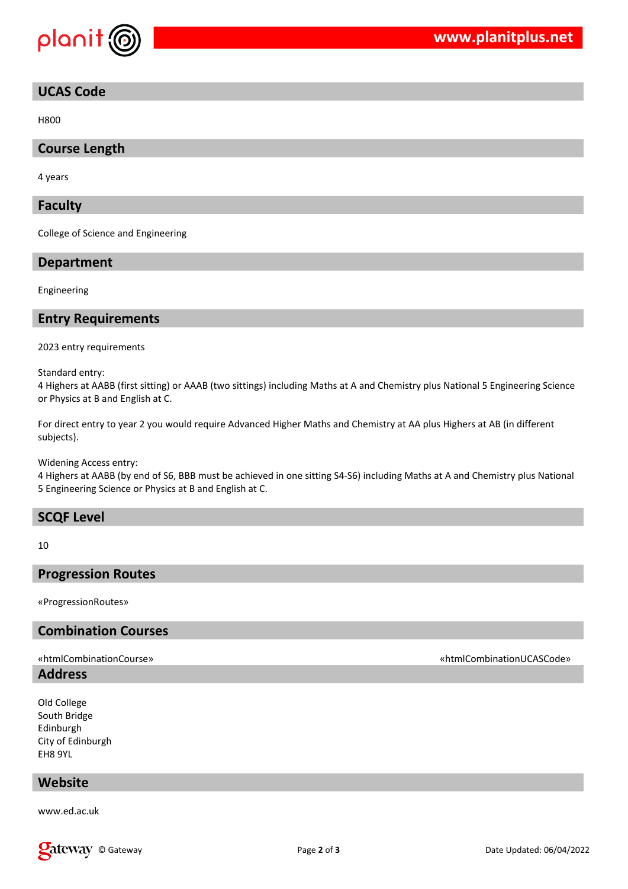## UCAS Code

H800

## Course Length

4 years

## Faculty

College of Science and Engineering

## Department

Engineering

## Entry Requirements

2023 entry requirements

Standard entry:
4 Highers at AABB (first sitting) or AAAB (two sittings) including Maths at A and Chemistry plus National 5 Engineering Science or Physics at B and English at C.

For direct entry to year 2 you would require Advanced Higher Maths and Chemistry at AA plus Highers at AB (in different subjects).

Widening Access entry:
4 Highers at AABB (by end of S6, BBB must be achieved in one sitting S4-S6) including Maths at A and Chemistry plus National 5 Engineering Science or Physics at B and English at C.

## SCQF Level

10

## Progression Routes

«ProgressionRoutes»

## Combination Courses

«htmlCombinationCourse» «htmlCombinationUCASCode»

## Address

Old College
South Bridge
Edinburgh
City of Edinburgh
EH8 9YL

## Website

www.ed.ac.uk